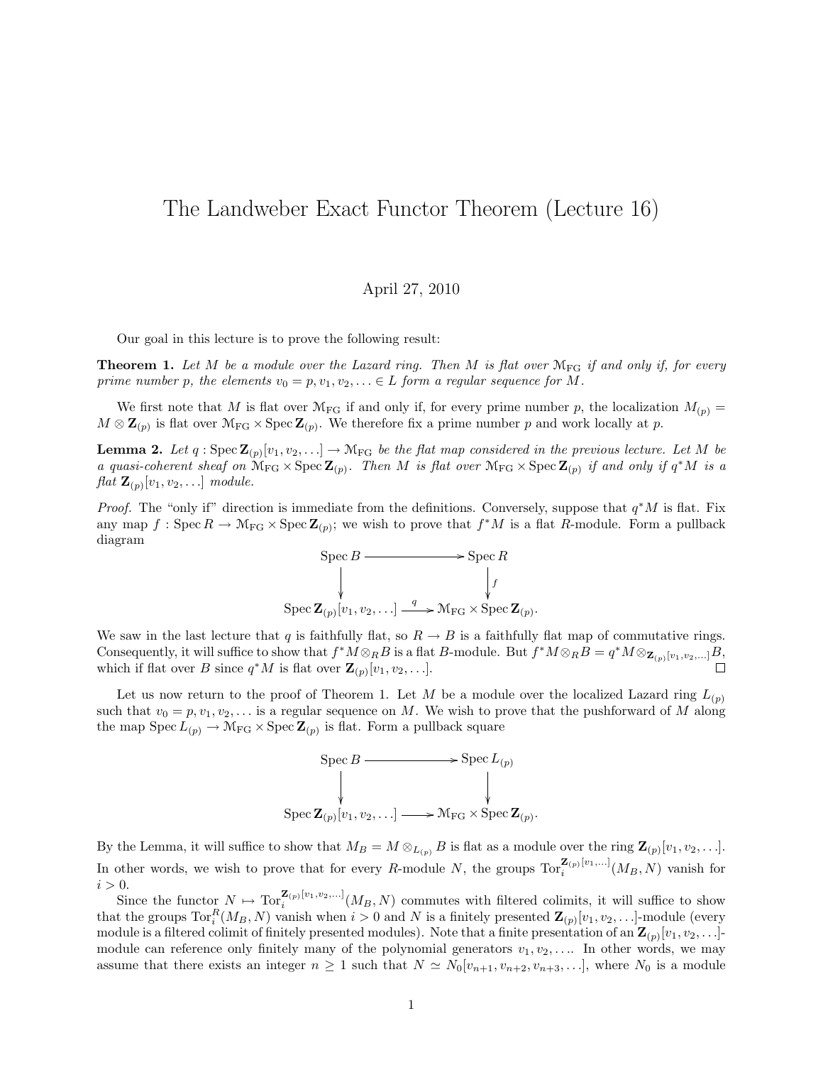# The Landweber Exact Functor Theorem (Lecture 16)

April 27, 2010

Our goal in this lecture is to prove the following result:

**Theorem 1.** *Let $M$ be a module over the Lazard ring. Then $M$ is flat over $\mathcal{M}_{\mathrm{FG}}$ if and only if, for every prime number $p$, the elements $v_0 = p, v_1, v_2, \ldots \in L$ form a regular sequence for $M$.*

We first note that $M$ is flat over $\mathcal{M}_{\mathrm{FG}}$ if and only if, for every prime number $p$, the localization $M_{(p)} = M \otimes \mathbf{Z}_{(p)}$ is flat over $\mathcal{M}_{\mathrm{FG}} \times \operatorname{Spec} \mathbf{Z}_{(p)}$. We therefore fix a prime number $p$ and work locally at $p$.

**Lemma 2.** *Let $q : \operatorname{Spec} \mathbf{Z}_{(p)}[v_1, v_2, \ldots] \to \mathcal{M}_{\mathrm{FG}}$ be the flat map considered in the previous lecture. Let $M$ be a quasi-coherent sheaf on $\mathcal{M}_{\mathrm{FG}} \times \operatorname{Spec} \mathbf{Z}_{(p)}$. Then $M$ is flat over $\mathcal{M}_{\mathrm{FG}} \times \operatorname{Spec} \mathbf{Z}_{(p)}$ if and only if $q^* M$ is a flat $\mathbf{Z}_{(p)}[v_1, v_2, \ldots]$ module.*

*Proof.* The "only if" direction is immediate from the definitions. Conversely, suppose that $q^* M$ is flat. Fix any map $f : \operatorname{Spec} R \to \mathcal{M}_{\mathrm{FG}} \times \operatorname{Spec} \mathbf{Z}_{(p)}$; we wish to prove that $f^* M$ is a flat $R$-module. Form a pullback diagram

$$\begin{array}{ccc}
\operatorname{Spec} B & \longrightarrow & \operatorname{Spec} R \\
\downarrow & & \downarrow{\scriptstyle f} \\
\operatorname{Spec} \mathbf{Z}_{(p)}[v_1, v_2, \ldots] & \xrightarrow{q} & \mathcal{M}_{\mathrm{FG}} \times \operatorname{Spec} \mathbf{Z}_{(p)}.
\end{array}$$

We saw in the last lecture that $q$ is faithfully flat, so $R \to B$ is a faithfully flat map of commutative rings. Consequently, it will suffice to show that $f^* M \otimes_R B$ is a flat $B$-module. But $f^* M \otimes_R B = q^* M \otimes_{\mathbf{Z}_{(p)}[v_1, v_2, \ldots]} B$, which if flat over $B$ since $q^* M$ is flat over $\mathbf{Z}_{(p)}[v_1, v_2, \ldots]$. $\square$

Let us now return to the proof of Theorem 1. Let $M$ be a module over the localized Lazard ring $L_{(p)}$ such that $v_0 = p, v_1, v_2, \ldots$ is a regular sequence on $M$. We wish to prove that the pushforward of $M$ along the map $\operatorname{Spec} L_{(p)} \to \mathcal{M}_{\mathrm{FG}} \times \operatorname{Spec} \mathbf{Z}_{(p)}$ is flat. Form a pullback square

$$\begin{array}{ccc}
\operatorname{Spec} B & \longrightarrow & \operatorname{Spec} L_{(p)} \\
\downarrow & & \downarrow \\
\operatorname{Spec} \mathbf{Z}_{(p)}[v_1, v_2, \ldots] & \longrightarrow & \mathcal{M}_{\mathrm{FG}} \times \operatorname{Spec} \mathbf{Z}_{(p)}.
\end{array}$$

By the Lemma, it will suffice to show that $M_B = M \otimes_{L_{(p)}} B$ is flat as a module over the ring $\mathbf{Z}_{(p)}[v_1, v_2, \ldots]$. In other words, we wish to prove that for every $R$-module $N$, the groups $\operatorname{Tor}_i^{\mathbf{Z}_{(p)}[v_1, \ldots]}(M_B, N)$ vanish for $i > 0$.

Since the functor $N \mapsto \operatorname{Tor}_i^{\mathbf{Z}_{(p)}[v_1, v_2, \ldots]}(M_B, N)$ commutes with filtered colimits, it will suffice to show that the groups $\operatorname{Tor}_i^R(M_B, N)$ vanish when $i > 0$ and $N$ is a finitely presented $\mathbf{Z}_{(p)}[v_1, v_2, \ldots]$-module (every module is a filtered colimit of finitely presented modules). Note that a finite presentation of an $\mathbf{Z}_{(p)}[v_1, v_2, \ldots]$-module can reference only finitely many of the polynomial generators $v_1, v_2, \ldots$. In other words, we may assume that there exists an integer $n \geq 1$ such that $N \simeq N_0[v_{n+1}, v_{n+2}, v_{n+3}, \ldots]$, where $N_0$ is a module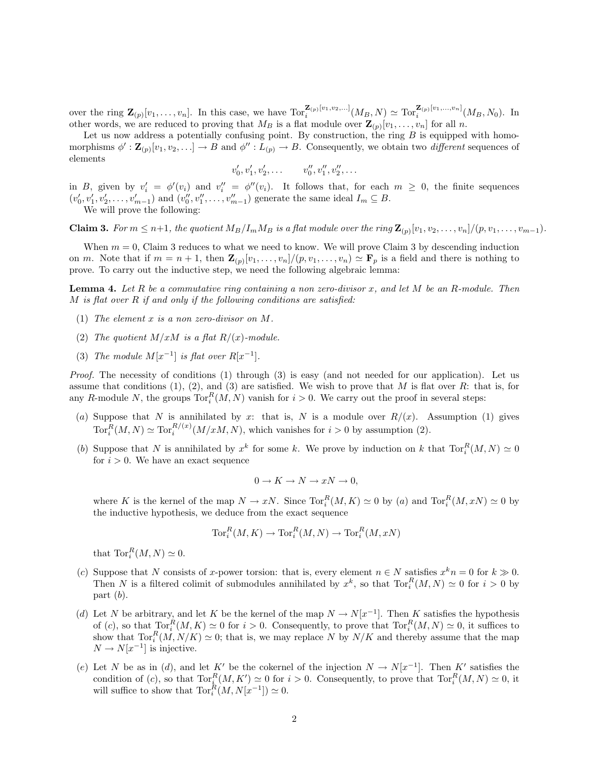over the ring $\mathbf{Z}_{(p)}[v_1, \ldots, v_n]$. In this case, we have $\mathrm{Tor}_i^{\mathbf{Z}_{(p)}[v_1,v_2,\ldots]}(M_B, N) \simeq \mathrm{Tor}_i^{\mathbf{Z}_{(p)}[v_1,\ldots,v_n]}(M_B, N_0)$. In other words, we are reduced to proving that $M_B$ is a flat module over $\mathbf{Z}_{(p)}[v_1, \ldots, v_n]$ for all $n$.

Let us now address a potentially confusing point. By construction, the ring $B$ is equipped with homomorphisms $\phi' : \mathbf{Z}_{(p)}[v_1, v_2, \ldots] \to B$ and $\phi'' : L_{(p)} \to B$. Consequently, we obtain two *different* sequences of elements

$$v_0', v_1', v_2', \ldots \qquad v_0'', v_1'', v_2'', \ldots$$

in $B$, given by $v_i' = \phi'(v_i)$ and $v_i'' = \phi''(v_i)$. It follows that, for each $m \geq 0$, the finite sequences $(v_0', v_1', v_2', \ldots, v_{m-1}')$ and $(v_0'', v_1'', v_2'', \ldots, v_{m-1}'')$ generate the same ideal $I_m \subseteq B$.

We will prove the following:

**Claim 3.** *For $m \leq n+1$, the quotient $M_B/I_m M_B$ is a flat module over the ring $\mathbf{Z}_{(p)}[v_1, v_2, \ldots, v_n]/(p, v_1, \ldots, v_{m-1})$.*

When $m = 0$, Claim 3 reduces to what we need to know. We will prove Claim 3 by descending induction on $m$. Note that if $m = n+1$, then $\mathbf{Z}_{(p)}[v_1, \ldots, v_n]/(p, v_1, \ldots, v_n) \simeq \mathbf{F}_p$ is a field and there is nothing to prove. To carry out the inductive step, we need the following algebraic lemma:

**Lemma 4.** *Let $R$ be a commutative ring containing a non zero-divisor $x$, and let $M$ be an $R$-module. Then $M$ is flat over $R$ if and only if the following conditions are satisfied:*

1. *The element $x$ is a non zero-divisor on $M$.*
2. *The quotient $M/xM$ is a flat $R/(x)$-module.*
3. *The module $M[x^{-1}]$ is flat over $R[x^{-1}]$.*

*Proof.* The necessity of conditions (1) through (3) is easy (and not needed for our application). Let us assume that conditions (1), (2), and (3) are satisfied. We wish to prove that $M$ is flat over $R$: that is, for any $R$-module $N$, the groups $\mathrm{Tor}_i^R(M, N)$ vanish for $i > 0$. We carry out the proof in several steps:

(*a*) Suppose that $N$ is annihilated by $x$: that is, $N$ is a module over $R/(x)$. Assumption (1) gives $\mathrm{Tor}_i^R(M, N) \simeq \mathrm{Tor}_i^{R/(x)}(M/xM, N)$, which vanishes for $i > 0$ by assumption (2).

(*b*) Suppose that $N$ is annihilated by $x^k$ for some $k$. We prove by induction on $k$ that $\mathrm{Tor}_i^R(M, N) \simeq 0$ for $i > 0$. We have an exact sequence

$$0 \to K \to N \to xN \to 0,$$

where $K$ is the kernel of the map $N \to xN$. Since $\mathrm{Tor}_i^R(M, K) \simeq 0$ by (*a*) and $\mathrm{Tor}_i^R(M, xN) \simeq 0$ by the inductive hypothesis, we deduce from the exact sequence

$$\mathrm{Tor}_i^R(M, K) \to \mathrm{Tor}_i^R(M, N) \to \mathrm{Tor}_i^R(M, xN)$$

that $\mathrm{Tor}_i^R(M, N) \simeq 0$.

(*c*) Suppose that $N$ consists of $x$-power torsion: that is, every element $n \in N$ satisfies $x^k n = 0$ for $k \gg 0$. Then $N$ is a filtered colimit of submodules annihilated by $x^k$, so that $\mathrm{Tor}_i^R(M, N) \simeq 0$ for $i > 0$ by part (*b*).

(*d*) Let $N$ be arbitrary, and let $K$ be the kernel of the map $N \to N[x^{-1}]$. Then $K$ satisfies the hypothesis of (*c*), so that $\mathrm{Tor}_i^R(M, K) \simeq 0$ for $i > 0$. Consequently, to prove that $\mathrm{Tor}_i^R(M, N) \simeq 0$, it suffices to show that $\mathrm{Tor}_i^R(M, N/K) \simeq 0$; that is, we may replace $N$ by $N/K$ and thereby assume that the map $N \to N[x^{-1}]$ is injective.

(*e*) Let $N$ be as in (*d*), and let $K'$ be the cokernel of the injection $N \to N[x^{-1}]$. Then $K'$ satisfies the condition of (*c*), so that $\mathrm{Tor}_i^R(M, K') \simeq 0$ for $i > 0$. Consequently, to prove that $\mathrm{Tor}_i^R(M, N) \simeq 0$, it will suffice to show that $\mathrm{Tor}_i^R(M, N[x^{-1}]) \simeq 0$.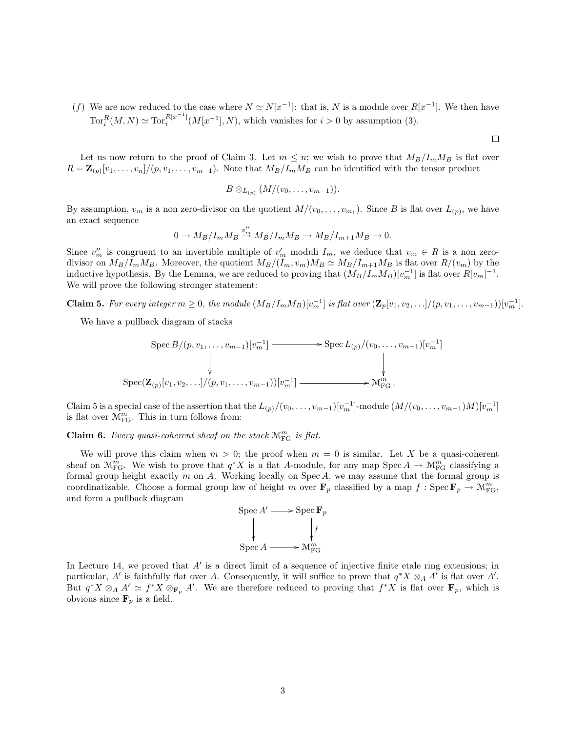(*f*) We are now reduced to the case where $N \simeq N[x^{-1}]$: that is, $N$ is a module over $R[x^{-1}]$. We then have $\mathrm{Tor}_i^R(M, N) \simeq \mathrm{Tor}_i^{R[x^{-1}]}(M[x^{-1}], N)$, which vanishes for $i > 0$ by assumption (3).

$\square$

Let us now return to the proof of Claim 3. Let $m \leq n$; we wish to prove that $M_B/I_m M_B$ is flat over $R = \mathbf{Z}_{(p)}[v_1, \ldots, v_n]/(p, v_1, \ldots, v_{m-1})$. Note that $M_B/I_m M_B$ can be identified with the tensor product

$$B \otimes_{L_{(p)}} (M/(v_0, \ldots, v_{m-1})).$$

By assumption, $v_m$ is a non zero-divisor on the quotient $M/(v_0, \ldots, v_{m_1})$. Since $B$ is flat over $L_{(p)}$, we have an exact sequence

$$0 \to M_B/I_m M_B \stackrel{v''_m}{\to} M_B/I_m M_B \to M_B/I_{m+1} M_B \to 0.$$

Since $v''_m$ is congruent to an invertible multiple of $v'_m$ moduli $I_m$, we deduce that $v_m \in R$ is a non zero-divisor on $M_B/I_m M_B$. Moreover, the quotient $M_B/(I_m, v_m)M_B \simeq M_B/I_{m+1}M_B$ is flat over $R/(v_m)$ by the inductive hypothesis. By the Lemma, we are reduced to proving that $(M_B/I_m M_B)[v_m^{-1}]$ is flat over $R[v_m]^{-1}$. We will prove the following stronger statement:

**Claim 5.** *For every integer $m \geq 0$, the module $(M_B/I_m M_B)[v_m^{-1}]$ is flat over $(\mathbf{Z}_p[v_1, v_2, \ldots]/(p, v_1, \ldots, v_{m-1}))[v_m^{-1}]$.*

We have a pullback diagram of stacks

$$\begin{array}{ccc}
\mathrm{Spec}\, B/(p, v_1, \ldots, v_{m-1})[v_m^{-1}] & \longrightarrow & \mathrm{Spec}\, L_{(p)}/(v_0, \ldots, v_{m-1})[v_m^{-1}] \\
\downarrow & & \downarrow \\
\mathrm{Spec}(\mathbf{Z}_{(p)}[v_1, v_2, \ldots]/(p, v_1, \ldots, v_{m-1}))[v_m^{-1}] & \longrightarrow & \mathcal{M}^m_{\mathrm{FG}}.
\end{array}$$

Claim 5 is a special case of the assertion that the $L_{(p)}/(v_0, \ldots, v_{m-1})[v_m^{-1}]$-module $(M/(v_0, \ldots, v_{m-1})M)[v_m^{-1}]$ is flat over $\mathcal{M}^m_{\mathrm{FG}}$. This in turn follows from:

**Claim 6.** *Every quasi-coherent sheaf on the stack $\mathcal{M}^m_{\mathrm{FG}}$ is flat.*

We will prove this claim when $m > 0$; the proof when $m = 0$ is similar. Let $X$ be a quasi-coherent sheaf on $\mathcal{M}^m_{\mathrm{FG}}$. We wish to prove that $q^*X$ is a flat $A$-module, for any map $\mathrm{Spec}\, A \to \mathcal{M}^m_{\mathrm{FG}}$ classifying a formal group height exactly $m$ on $A$. Working locally on $\mathrm{Spec}\, A$, we may assume that the formal group is coordinatizable. Choose a formal group law of height $m$ over $\mathbf{F}_p$ classified by a map $f : \mathrm{Spec}\, \mathbf{F}_p \to \mathcal{M}^m_{\mathrm{FG}}$, and form a pullback diagram

$$\begin{array}{ccc}
\mathrm{Spec}\, A' & \longrightarrow & \mathrm{Spec}\, \mathbf{F}_p \\
\downarrow & & \downarrow f \\
\mathrm{Spec}\, A & \longrightarrow & \mathcal{M}^m_{\mathrm{FG}}
\end{array}$$

In Lecture 14, we proved that $A'$ is a direct limit of a sequence of injective finite etale ring extensions; in particular, $A'$ is faithfully flat over $A$. Consequently, it will suffice to prove that $q^*X \otimes_A A'$ is flat over $A'$. But $q^*X \otimes_A A' \simeq f^*X \otimes_{\mathbf{F}_p} A'$. We are therefore reduced to proving that $f^*X$ is flat over $\mathbf{F}_p$, which is obvious since $\mathbf{F}_p$ is a field.